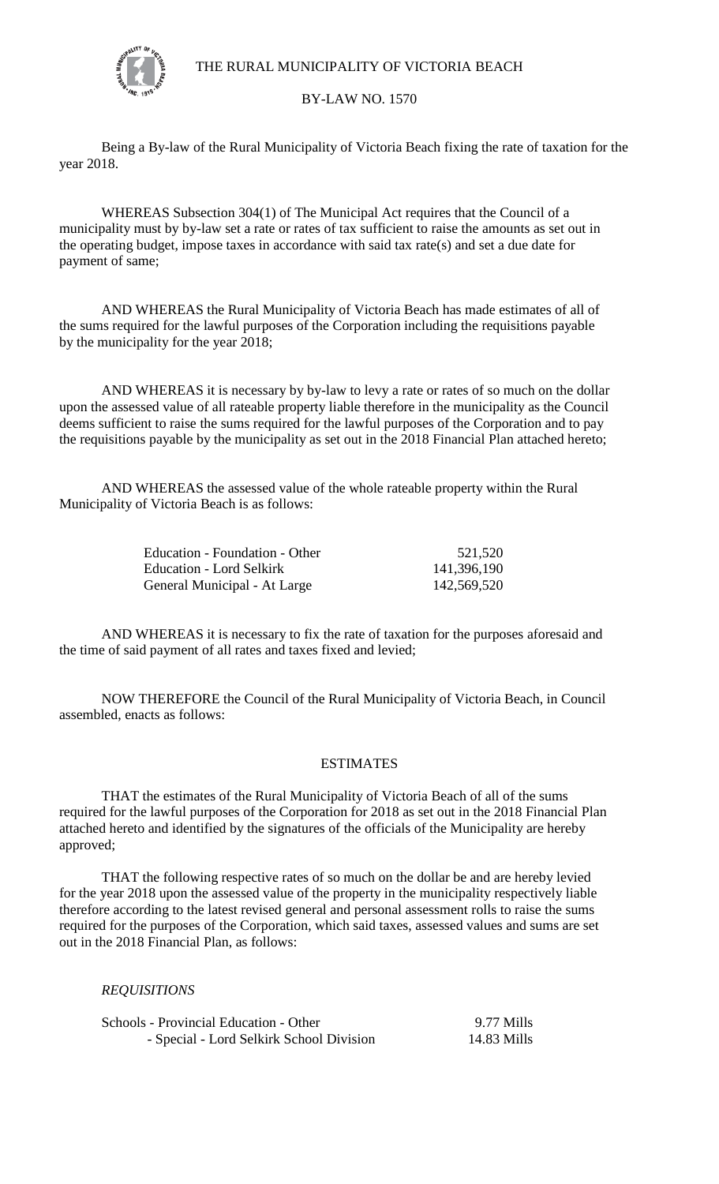# THE RURAL MUNICIPALITY OF VICTORIA BEACH

## BY-LAW NO. 1570

Being a By-law of the Rural Municipality of Victoria Beach fixing the rate of taxation for the year 2018.

WHEREAS Subsection 304(1) of The Municipal Act requires that the Council of a municipality must by by-law set a rate or rates of tax sufficient to raise the amounts as set out in the operating budget, impose taxes in accordance with said tax rate(s) and set a due date for payment of same;

AND WHEREAS the Rural Municipality of Victoria Beach has made estimates of all of the sums required for the lawful purposes of the Corporation including the requisitions payable by the municipality for the year 2018;

AND WHEREAS it is necessary by by-law to levy a rate or rates of so much on the dollar upon the assessed value of all rateable property liable therefore in the municipality as the Council deems sufficient to raise the sums required for the lawful purposes of the Corporation and to pay the requisitions payable by the municipality as set out in the 2018 Financial Plan attached hereto;

AND WHEREAS the assessed value of the whole rateable property within the Rural Municipality of Victoria Beach is as follows:

| | |
|---|---|
| Education - Foundation - Other | 521,520 |
| Education - Lord Selkirk | 141,396,190 |
| General Municipal - At Large | 142,569,520 |

AND WHEREAS it is necessary to fix the rate of taxation for the purposes aforesaid and the time of said payment of all rates and taxes fixed and levied;

NOW THEREFORE the Council of the Rural Municipality of Victoria Beach, in Council assembled, enacts as follows:

### ESTIMATES

THAT the estimates of the Rural Municipality of Victoria Beach of all of the sums required for the lawful purposes of the Corporation for 2018 as set out in the 2018 Financial Plan attached hereto and identified by the signatures of the officials of the Municipality are hereby approved;

THAT the following respective rates of so much on the dollar be and are hereby levied for the year 2018 upon the assessed value of the property in the municipality respectively liable therefore according to the latest revised general and personal assessment rolls to raise the sums required for the purposes of the Corporation, which said taxes, assessed values and sums are set out in the 2018 Financial Plan, as follows:

*REQUISITIONS*

| | |
|---|---|
| Schools - Provincial Education - Other | 9.77 Mills |
| - Special - Lord Selkirk School Division | 14.83 Mills |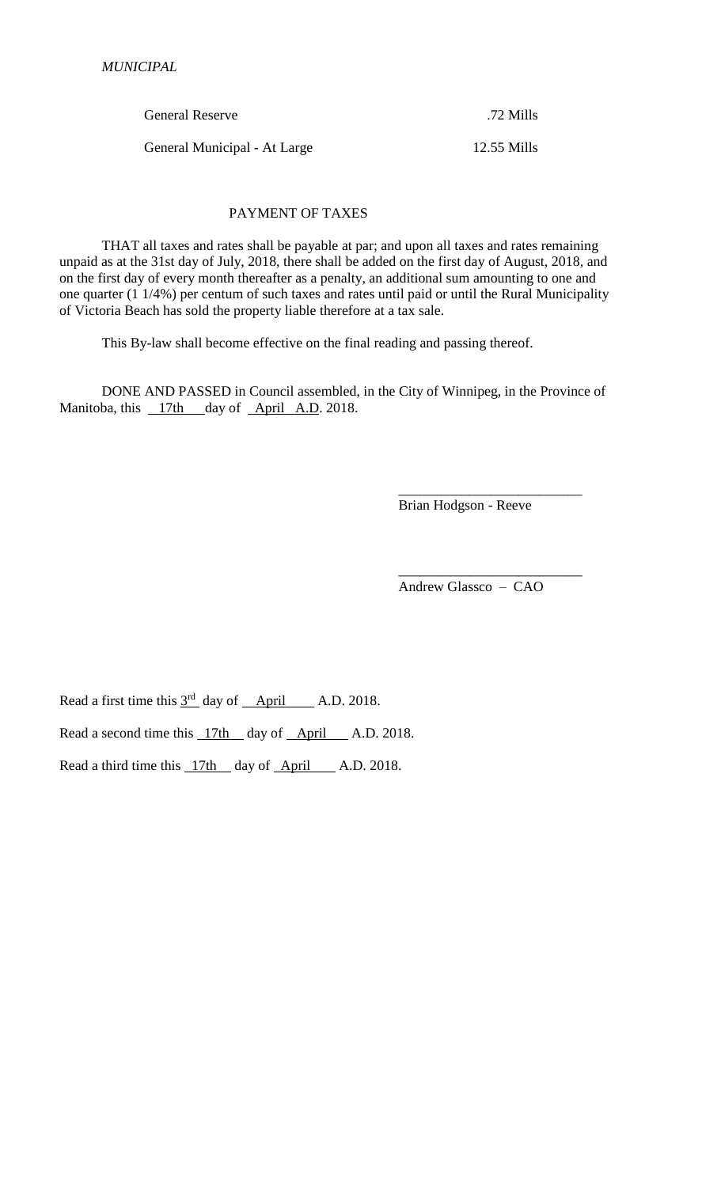*MUNICIPAL*

| | |
|---|---|
| General Reserve | .72 Mills |
| General Municipal - At Large | 12.55 Mills |

## PAYMENT OF TAXES

THAT all taxes and rates shall be payable at par; and upon all taxes and rates remaining unpaid as at the 31st day of July, 2018, there shall be added on the first day of August, 2018, and on the first day of every month thereafter as a penalty, an additional sum amounting to one and one quarter (1 1/4%) per centum of such taxes and rates until paid or until the Rural Municipality of Victoria Beach has sold the property liable therefore at a tax sale.

This By-law shall become effective on the final reading and passing thereof.

DONE AND PASSED in Council assembled, in the City of Winnipeg, in the Province of Manitoba, this 17th day of April A.D. 2018.

\_\_\_\_\_\_\_\_\_\_\_\_\_\_\_\_\_\_\_\_\_\_\_\_\_\_
Brian Hodgson - Reeve

\_\_\_\_\_\_\_\_\_\_\_\_\_\_\_\_\_\_\_\_\_\_\_\_\_\_
Andrew Glassco – CAO

Read a first time this 3rd day of April A.D. 2018.

Read a second time this 17th day of April A.D. 2018.

Read a third time this 17th day of April A.D. 2018.